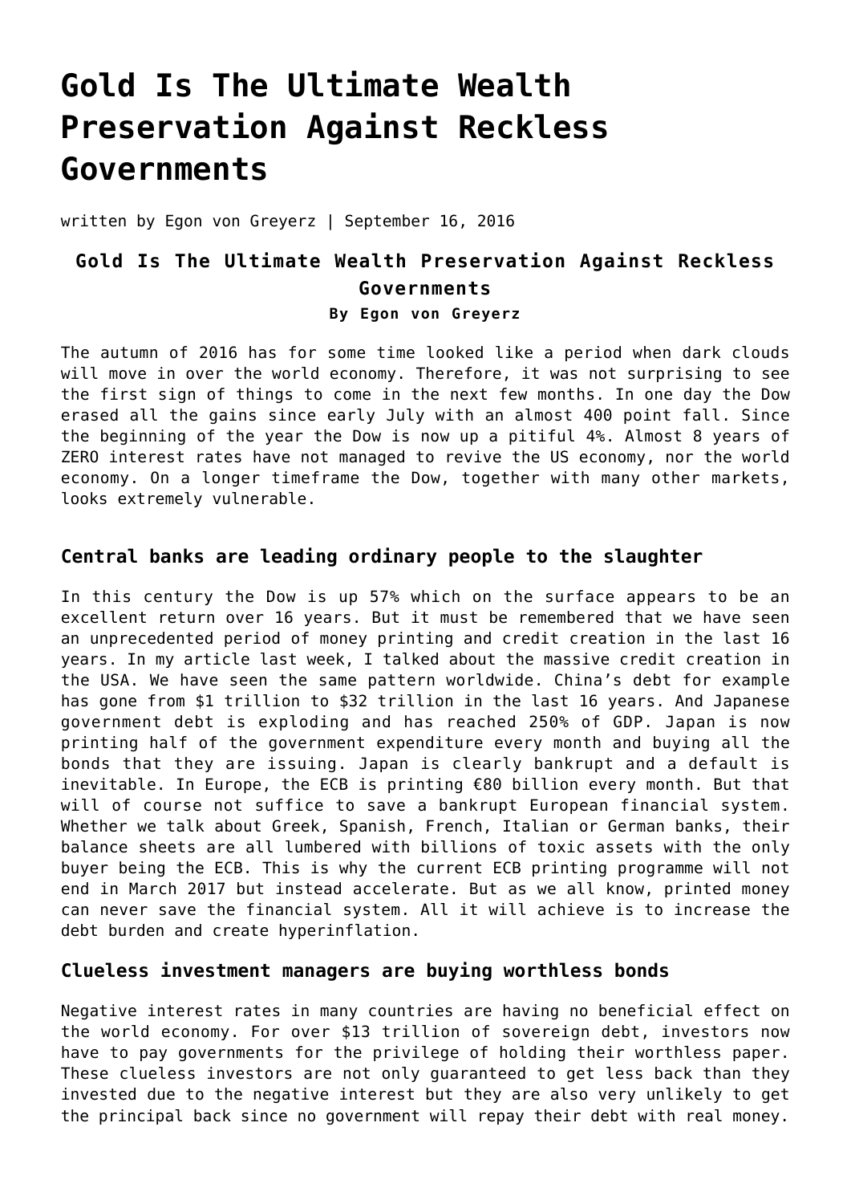# Gold Is The Ultimate Wealth Preservation Against Reckless Governments

written by Egon von Greyerz | September 16, 2016

### Gold Is The Ultimate Wealth Preservation Against Reckless Governments

**By Egon von Greyerz**

The autumn of 2016 has for some time looked like a period when dark clouds will move in over the world economy. Therefore, it was not surprising to see the first sign of things to come in the next few months. In one day the Dow erased all the gains since early July with an almost 400 point fall. Since the beginning of the year the Dow is now up a pitiful 4%. Almost 8 years of ZERO interest rates have not managed to revive the US economy, nor the world economy. On a longer timeframe the Dow, together with many other markets, looks extremely vulnerable.

## Central banks are leading ordinary people to the slaughter

In this century the Dow is up 57% which on the surface appears to be an excellent return over 16 years. But it must be remembered that we have seen an unprecedented period of money printing and credit creation in the last 16 years. In my article last week, I talked about the massive credit creation in the USA. We have seen the same pattern worldwide. China's debt for example has gone from $1 trillion to $32 trillion in the last 16 years. And Japanese government debt is exploding and has reached 250% of GDP. Japan is now printing half of the government expenditure every month and buying all the bonds that they are issuing. Japan is clearly bankrupt and a default is inevitable. In Europe, the ECB is printing €80 billion every month. But that will of course not suffice to save a bankrupt European financial system. Whether we talk about Greek, Spanish, French, Italian or German banks, their balance sheets are all lumbered with billions of toxic assets with the only buyer being the ECB. This is why the current ECB printing programme will not end in March 2017 but instead accelerate. But as we all know, printed money can never save the financial system. All it will achieve is to increase the debt burden and create hyperinflation.

## Clueless investment managers are buying worthless bonds

Negative interest rates in many countries are having no beneficial effect on the world economy. For over $13 trillion of sovereign debt, investors now have to pay governments for the privilege of holding their worthless paper. These clueless investors are not only guaranteed to get less back than they invested due to the negative interest but they are also very unlikely to get the principal back since no government will repay their debt with real money.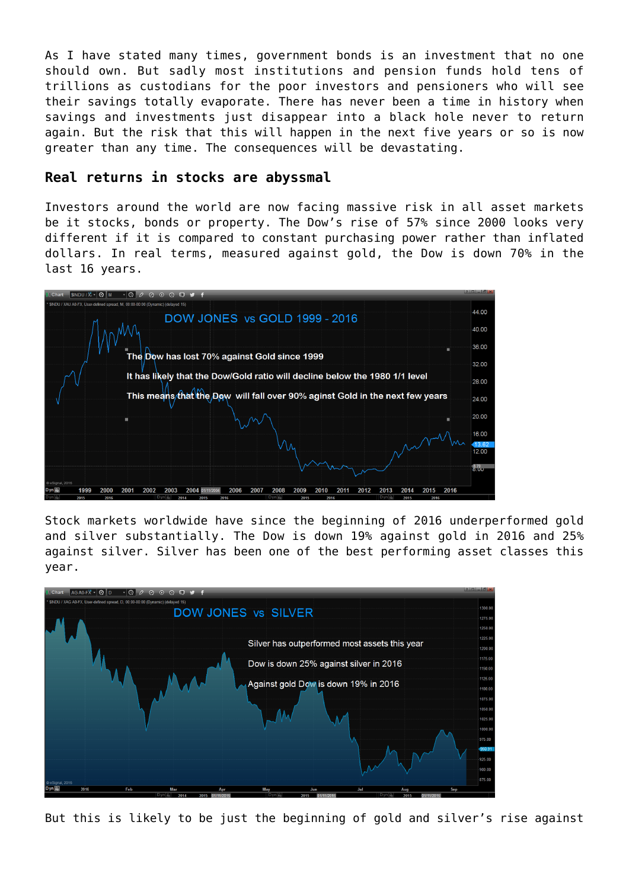As I have stated many times, government bonds is an investment that no one should own. But sadly most institutions and pension funds hold tens of trillions as custodians for the poor investors and pensioners who will see their savings totally evaporate. There has never been a time in history when savings and investments just disappear into a black hole never to return again. But the risk that this will happen in the next five years or so is now greater than any time. The consequences will be devastating.

## Real returns in stocks are abyssmal

Investors around the world are now facing massive risk in all asset markets be it stocks, bonds or property. The Dow's rise of 57% since 2000 looks very different if it is compared to constant purchasing power rather than inflated dollars. In real terms, measured against gold, the Dow is down 70% in the last 16 years.

Stock markets worldwide have since the beginning of 2016 underperformed gold and silver substantially. The Dow is down 19% against gold in 2016 and 25% against silver. Silver has been one of the best performing asset classes this year.

But this is likely to be just the beginning of gold and silver's rise against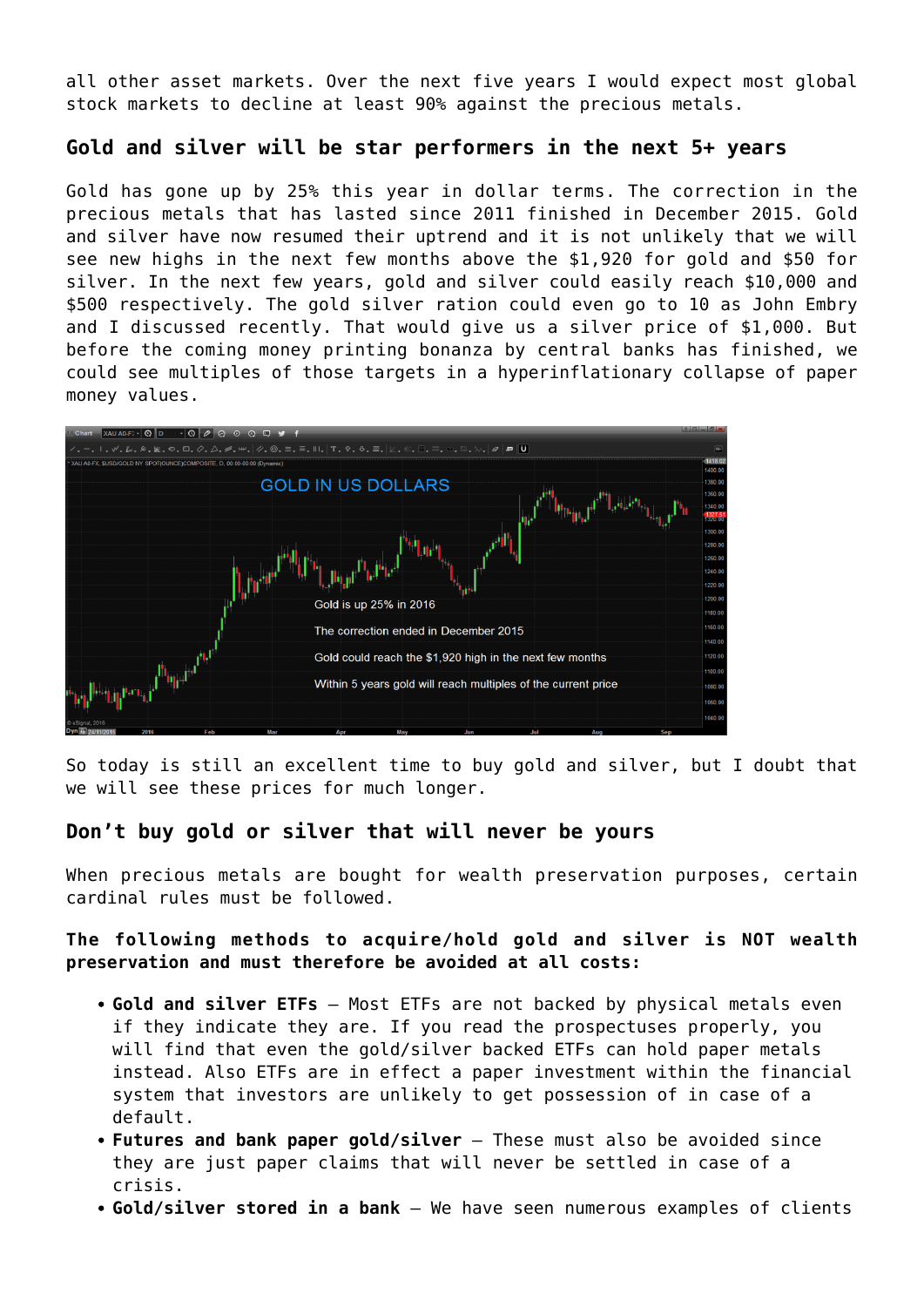all other asset markets. Over the next five years I would expect most global stock markets to decline at least 90% against the precious metals.

## Gold and silver will be star performers in the next 5+ years

Gold has gone up by 25% this year in dollar terms. The correction in the precious metals that has lasted since 2011 finished in December 2015. Gold and silver have now resumed their uptrend and it is not unlikely that we will see new highs in the next few months above the $1,920 for gold and $50 for silver. In the next few years, gold and silver could easily reach $10,000 and $500 respectively. The gold silver ration could even go to 10 as John Embry and I discussed recently. That would give us a silver price of $1,000. But before the coming money printing bonanza by central banks has finished, we could see multiples of those targets in a hyperinflationary collapse of paper money values.

So today is still an excellent time to buy gold and silver, but I doubt that we will see these prices for much longer.

## Don't buy gold or silver that will never be yours

When precious metals are bought for wealth preservation purposes, certain cardinal rules must be followed.

**The following methods to acquire/hold gold and silver is NOT wealth preservation and must therefore be avoided at all costs:**

- **Gold and silver ETFs** – Most ETFs are not backed by physical metals even if they indicate they are. If you read the prospectuses properly, you will find that even the gold/silver backed ETFs can hold paper metals instead. Also ETFs are in effect a paper investment within the financial system that investors are unlikely to get possession of in case of a default.
- **Futures and bank paper gold/silver** – These must also be avoided since they are just paper claims that will never be settled in case of a crisis.
- **Gold/silver stored in a bank** – We have seen numerous examples of clients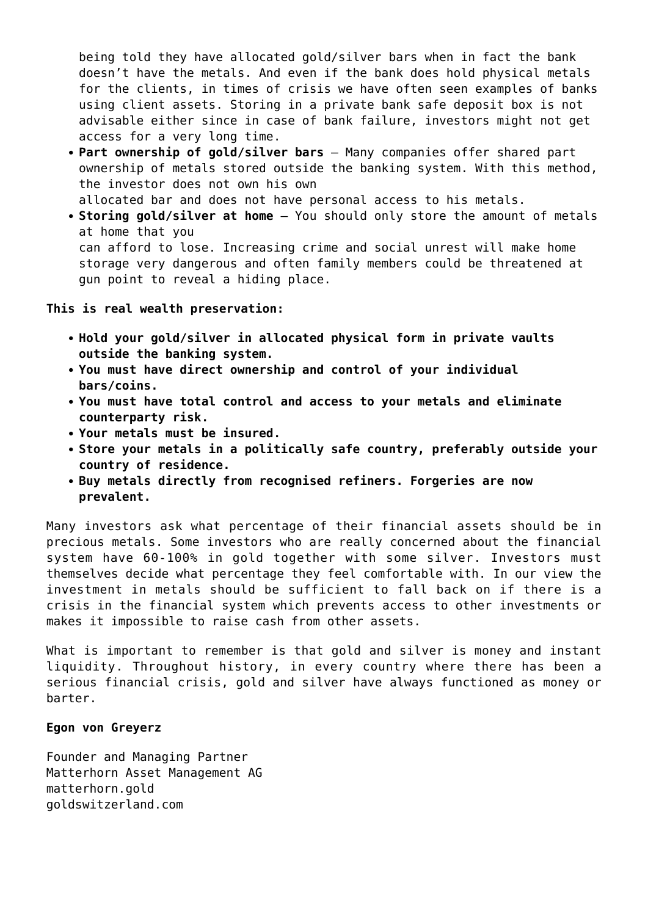being told they have allocated gold/silver bars when in fact the bank doesn't have the metals. And even if the bank does hold physical metals for the clients, in times of crisis we have often seen examples of banks using client assets. Storing in a private bank safe deposit box is not advisable either since in case of bank failure, investors might not get access for a very long time.

- **Part ownership of gold/silver bars** – Many companies offer shared part ownership of metals stored outside the banking system. With this method, the investor does not own his own allocated bar and does not have personal access to his metals.
- **Storing gold/silver at home** – You should only store the amount of metals at home that you can afford to lose. Increasing crime and social unrest will make home storage very dangerous and often family members could be threatened at gun point to reveal a hiding place.

**This is real wealth preservation:**

- **Hold your gold/silver in allocated physical form in private vaults outside the banking system.**
- **You must have direct ownership and control of your individual bars/coins.**
- **You must have total control and access to your metals and eliminate counterparty risk.**
- **Your metals must be insured.**
- **Store your metals in a politically safe country, preferably outside your country of residence.**
- **Buy metals directly from recognised refiners. Forgeries are now prevalent.**

Many investors ask what percentage of their financial assets should be in precious metals. Some investors who are really concerned about the financial system have 60-100% in gold together with some silver. Investors must themselves decide what percentage they feel comfortable with. In our view the investment in metals should be sufficient to fall back on if there is a crisis in the financial system which prevents access to other investments or makes it impossible to raise cash from other assets.

What is important to remember is that gold and silver is money and instant liquidity. Throughout history, in every country where there has been a serious financial crisis, gold and silver have always functioned as money or barter.

**Egon von Greyerz**

Founder and Managing Partner
Matterhorn Asset Management AG
matterhorn.gold
goldswitzerland.com